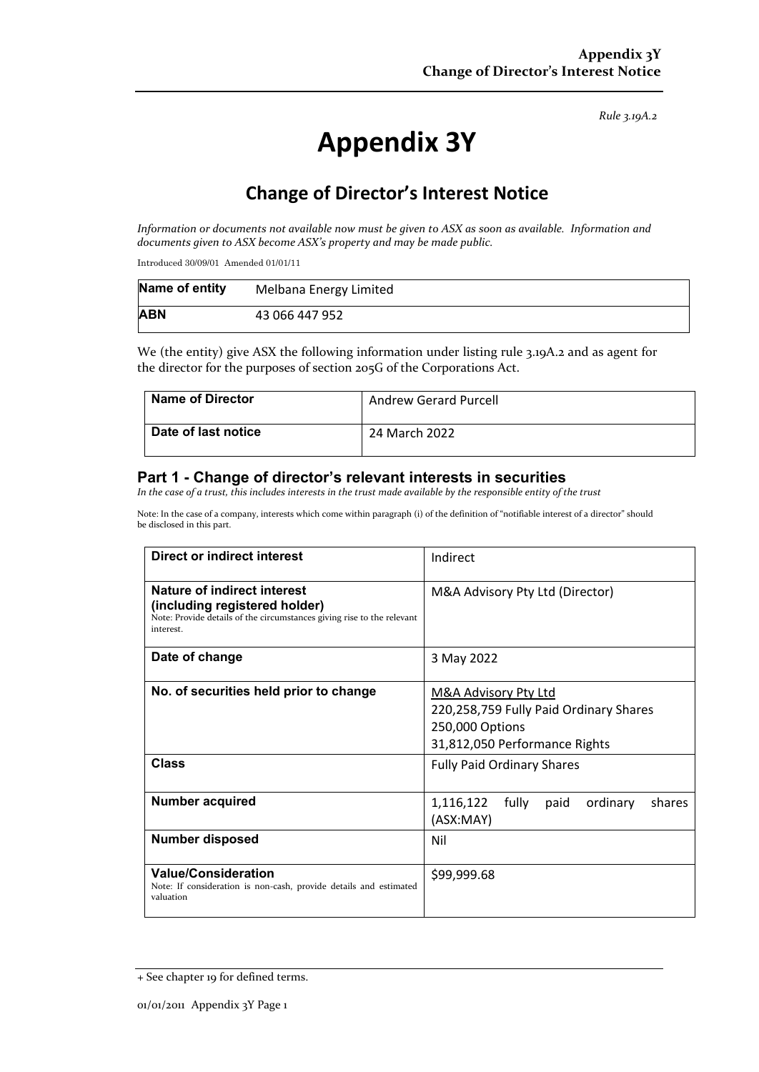*Rule 3.19A.2*

# Appendix 3Y

## Change of Director's Interest Notice

*Information or documents not available now must be given to ASX as soon as available. Information and documents given to ASX become ASX's property and may be made public.*

Introduced 30/09/01 Amended 01/01/11

| **Name of entity** | Melbana Energy Limited |
|---|---|
| **ABN** | 43 066 447 952 |

We (the entity) give ASX the following information under listing rule 3.19A.2 and as agent for the director for the purposes of section 205G of the Corporations Act.

| **Name of Director** | Andrew Gerard Purcell |
|---|---|
| **Date of last notice** | 24 March 2022 |

### Part 1 - Change of director's relevant interests in securities

*In the case of a trust, this includes interests in the trust made available by the responsible entity of the trust*

Note: In the case of a company, interests which come within paragraph (i) of the definition of "notifiable interest of a director" should be disclosed in this part.

| **Direct or indirect interest** | Indirect |
|---|---|
| **Nature of indirect interest (including registered holder)**<br>Note: Provide details of the circumstances giving rise to the relevant interest. | M&A Advisory Pty Ltd (Director) |
| **Date of change** | 3 May 2022 |
| **No. of securities held prior to change** | M&A Advisory Pty Ltd<br>220,258,759 Fully Paid Ordinary Shares<br>250,000 Options<br>31,812,050 Performance Rights |
| **Class** | Fully Paid Ordinary Shares |
| **Number acquired** | 1,116,122 fully paid ordinary shares (ASX:MAY) |
| **Number disposed** | Nil |
| **Value/Consideration**<br>Note: If consideration is non-cash, provide details and estimated valuation | $99,999.68 |

+ See chapter 19 for defined terms.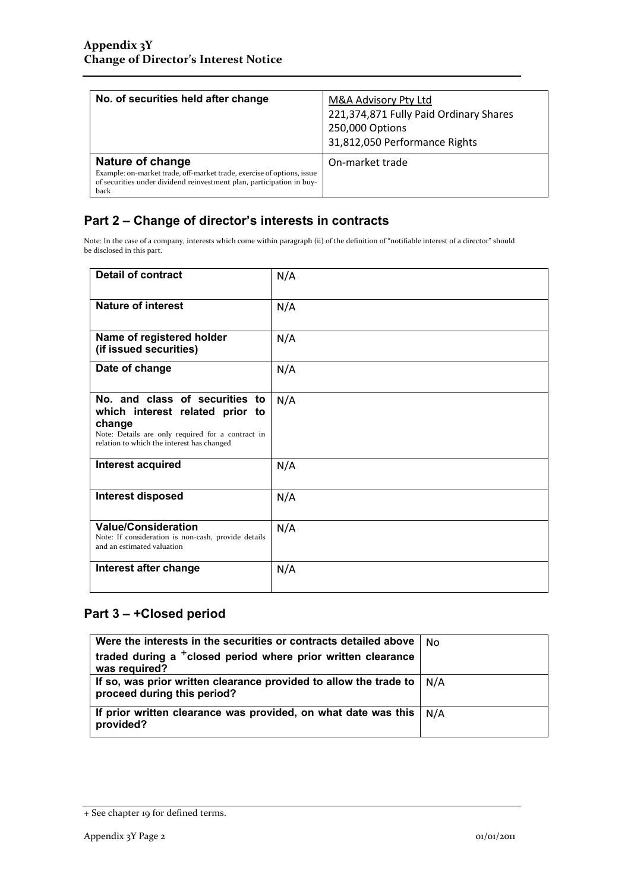| | |
|---|---|
| **No. of securities held after change** | M&A Advisory Pty Ltd<br>221,374,871 Fully Paid Ordinary Shares<br>250,000 Options<br>31,812,050 Performance Rights |
| **Nature of change**<br>Example: on-market trade, off-market trade, exercise of options, issue of securities under dividend reinvestment plan, participation in buy-back | On-market trade |

## Part 2 – Change of director's interests in contracts

Note: In the case of a company, interests which come within paragraph (ii) of the definition of "notifiable interest of a director" should be disclosed in this part.

| | |
|---|---|
| **Detail of contract** | N/A |
| **Nature of interest** | N/A |
| **Name of registered holder (if issued securities)** | N/A |
| **Date of change** | N/A |
| **No. and class of securities to which interest related prior to change**<br>Note: Details are only required for a contract in relation to which the interest has changed | N/A |
| **Interest acquired** | N/A |
| **Interest disposed** | N/A |
| **Value/Consideration**<br>Note: If consideration is non-cash, provide details and an estimated valuation | N/A |
| **Interest after change** | N/A |

## Part 3 – +Closed period

| | |
|---|---|
| **Were the interests in the securities or contracts detailed above traded during a +closed period where prior written clearance was required?** | No |
| **If so, was prior written clearance provided to allow the trade to proceed during this period?** | N/A |
| **If prior written clearance was provided, on what date was this provided?** | N/A |

+ See chapter 19 for defined terms.